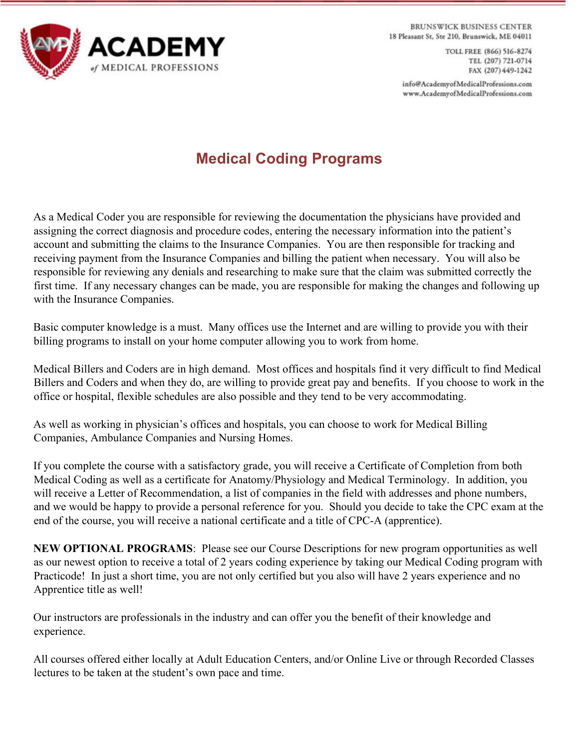**ACADEMY** *of* MEDICAL PROFESSIONS

BRUNSWICK BUSINESS CENTER
18 Pleasant St, Ste 210, Brunswick, ME 04011

TOLL FREE (866) 516-8274
TEL (207) 721-0714
FAX (207) 449-1242

info@AcademyofMedicalProfessions.com
www.AcademyofMedicalProfessions.com

# Medical Coding Programs

As a Medical Coder you are responsible for reviewing the documentation the physicians have provided and assigning the correct diagnosis and procedure codes, entering the necessary information into the patient's account and submitting the claims to the Insurance Companies. You are then responsible for tracking and receiving payment from the Insurance Companies and billing the patient when necessary. You will also be responsible for reviewing any denials and researching to make sure that the claim was submitted correctly the first time. If any necessary changes can be made, you are responsible for making the changes and following up with the Insurance Companies.

Basic computer knowledge is a must. Many offices use the Internet and are willing to provide you with their billing programs to install on your home computer allowing you to work from home.

Medical Billers and Coders are in high demand. Most offices and hospitals find it very difficult to find Medical Billers and Coders and when they do, are willing to provide great pay and benefits. If you choose to work in the office or hospital, flexible schedules are also possible and they tend to be very accommodating.

As well as working in physician's offices and hospitals, you can choose to work for Medical Billing Companies, Ambulance Companies and Nursing Homes.

If you complete the course with a satisfactory grade, you will receive a Certificate of Completion from both Medical Coding as well as a certificate for Anatomy/Physiology and Medical Terminology. In addition, you will receive a Letter of Recommendation, a list of companies in the field with addresses and phone numbers, and we would be happy to provide a personal reference for you. Should you decide to take the CPC exam at the end of the course, you will receive a national certificate and a title of CPC-A (apprentice).

**NEW OPTIONAL PROGRAMS**: Please see our Course Descriptions for new program opportunities as well as our newest option to receive a total of 2 years coding experience by taking our Medical Coding program with Practicode! In just a short time, you are not only certified but you also will have 2 years experience and no Apprentice title as well!

Our instructors are professionals in the industry and can offer you the benefit of their knowledge and experience.

All courses offered either locally at Adult Education Centers, and/or Online Live or through Recorded Classes lectures to be taken at the student's own pace and time.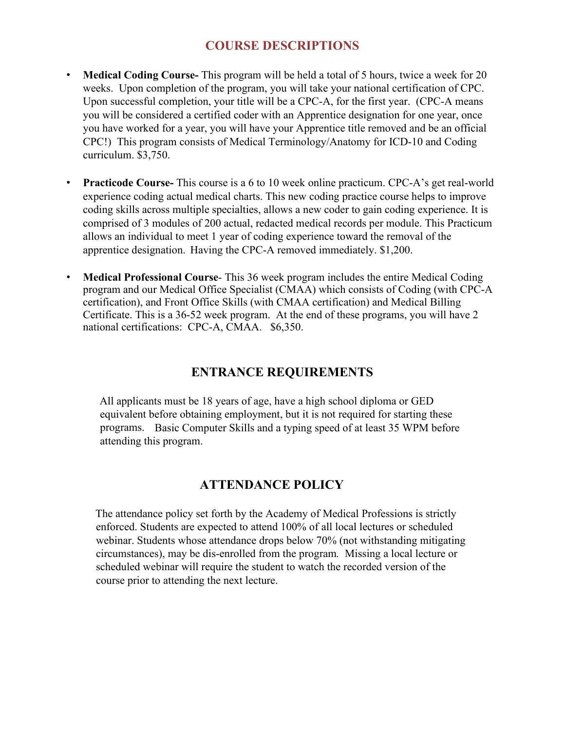## COURSE DESCRIPTIONS

- **Medical Coding Course-** This program will be held a total of 5 hours, twice a week for 20 weeks. Upon completion of the program, you will take your national certification of CPC. Upon successful completion, your title will be a CPC-A, for the first year. (CPC-A means you will be considered a certified coder with an Apprentice designation for one year, once you have worked for a year, you will have your Apprentice title removed and be an official CPC!) This program consists of Medical Terminology/Anatomy for ICD-10 and Coding curriculum. $3,750.

- **Practicode Course-** This course is a 6 to 10 week online practicum. CPC-A's get real-world experience coding actual medical charts. This new coding practice course helps to improve coding skills across multiple specialties, allows a new coder to gain coding experience. It is comprised of 3 modules of 200 actual, redacted medical records per module. This Practicum allows an individual to meet 1 year of coding experience toward the removal of the apprentice designation. Having the CPC-A removed immediately. $1,200.

- **Medical Professional Course**- This 36 week program includes the entire Medical Coding program and our Medical Office Specialist (CMAA) which consists of Coding (with CPC-A certification), and Front Office Skills (with CMAA certification) and Medical Billing Certificate. This is a 36-52 week program. At the end of these programs, you will have 2 national certifications: CPC-A, CMAA. $6,350.

## ENTRANCE REQUIREMENTS

All applicants must be 18 years of age, have a high school diploma or GED equivalent before obtaining employment, but it is not required for starting these programs. Basic Computer Skills and a typing speed of at least 35 WPM before attending this program.

## ATTENDANCE POLICY

The attendance policy set forth by the Academy of Medical Professions is strictly enforced. Students are expected to attend 100% of all local lectures or scheduled webinar. Students whose attendance drops below 70% (not withstanding mitigating circumstances), may be dis-enrolled from the program*.* Missing a local lecture or scheduled webinar will require the student to watch the recorded version of the course prior to attending the next lecture.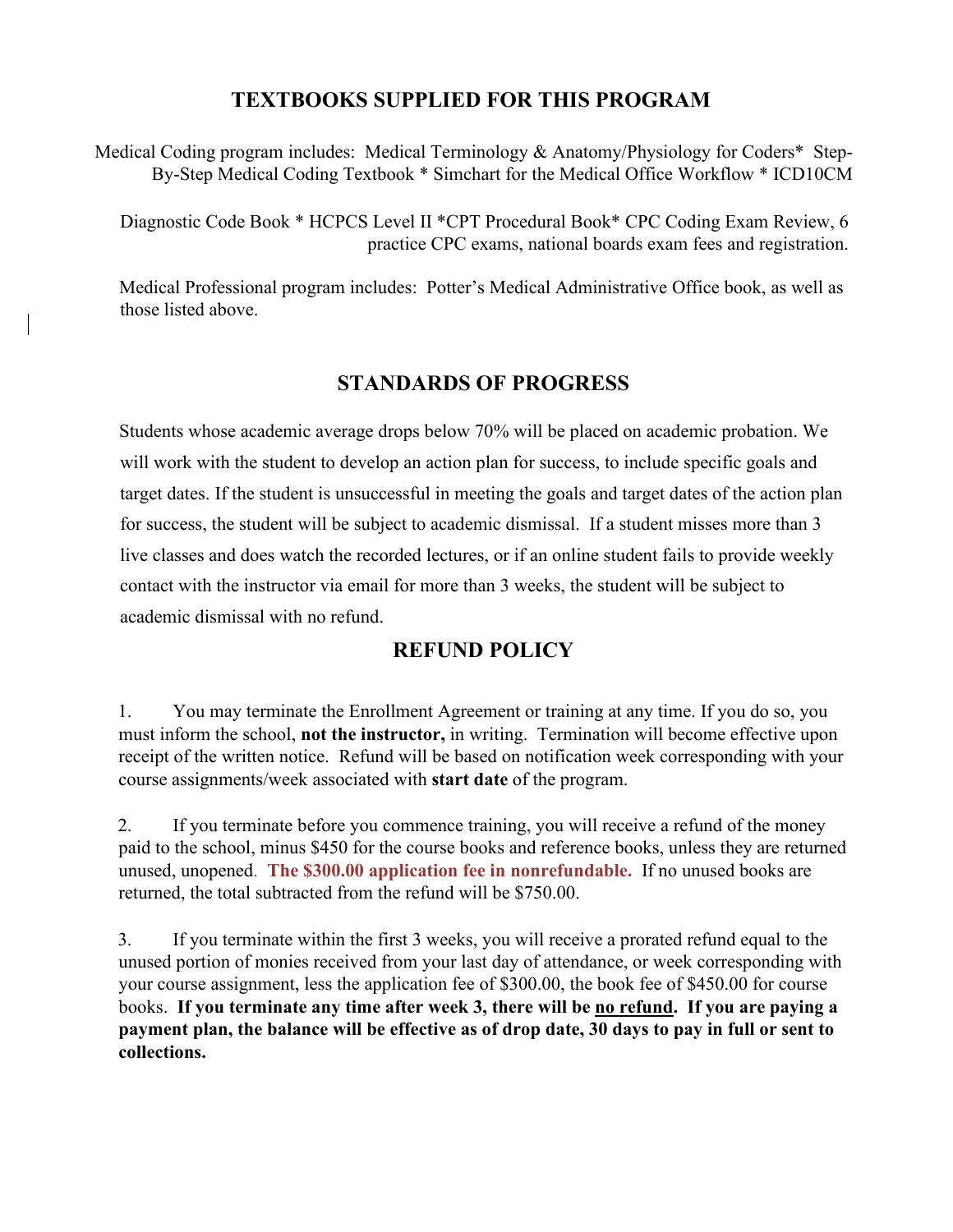## TEXTBOOKS SUPPLIED FOR THIS PROGRAM

Medical Coding program includes: Medical Terminology & Anatomy/Physiology for Coders* Step-By-Step Medical Coding Textbook * Simchart for the Medical Office Workflow * ICD10CM

Diagnostic Code Book * HCPCS Level II *CPT Procedural Book* CPC Coding Exam Review, 6 practice CPC exams, national boards exam fees and registration.

Medical Professional program includes: Potter's Medical Administrative Office book, as well as those listed above.

## STANDARDS OF PROGRESS

Students whose academic average drops below 70% will be placed on academic probation. We will work with the student to develop an action plan for success, to include specific goals and target dates. If the student is unsuccessful in meeting the goals and target dates of the action plan for success, the student will be subject to academic dismissal. If a student misses more than 3 live classes and does watch the recorded lectures, or if an online student fails to provide weekly contact with the instructor via email for more than 3 weeks, the student will be subject to academic dismissal with no refund.

## REFUND POLICY

1. You may terminate the Enrollment Agreement or training at any time. If you do so, you must inform the school, **not the instructor,** in writing. Termination will become effective upon receipt of the written notice. Refund will be based on notification week corresponding with your course assignments/week associated with **start date** of the program.

2. If you terminate before you commence training, you will receive a refund of the money paid to the school, minus $450 for the course books and reference books, unless they are returned unused, unopened. **The $300.00 application fee in nonrefundable.** If no unused books are returned, the total subtracted from the refund will be $750.00.

3. If you terminate within the first 3 weeks, you will receive a prorated refund equal to the unused portion of monies received from your last day of attendance, or week corresponding with your course assignment, less the application fee of $300.00, the book fee of $450.00 for course books. **If you terminate any time after week 3, there will be <u>no refund</u>. If you are paying a payment plan, the balance will be effective as of drop date, 30 days to pay in full or sent to collections.**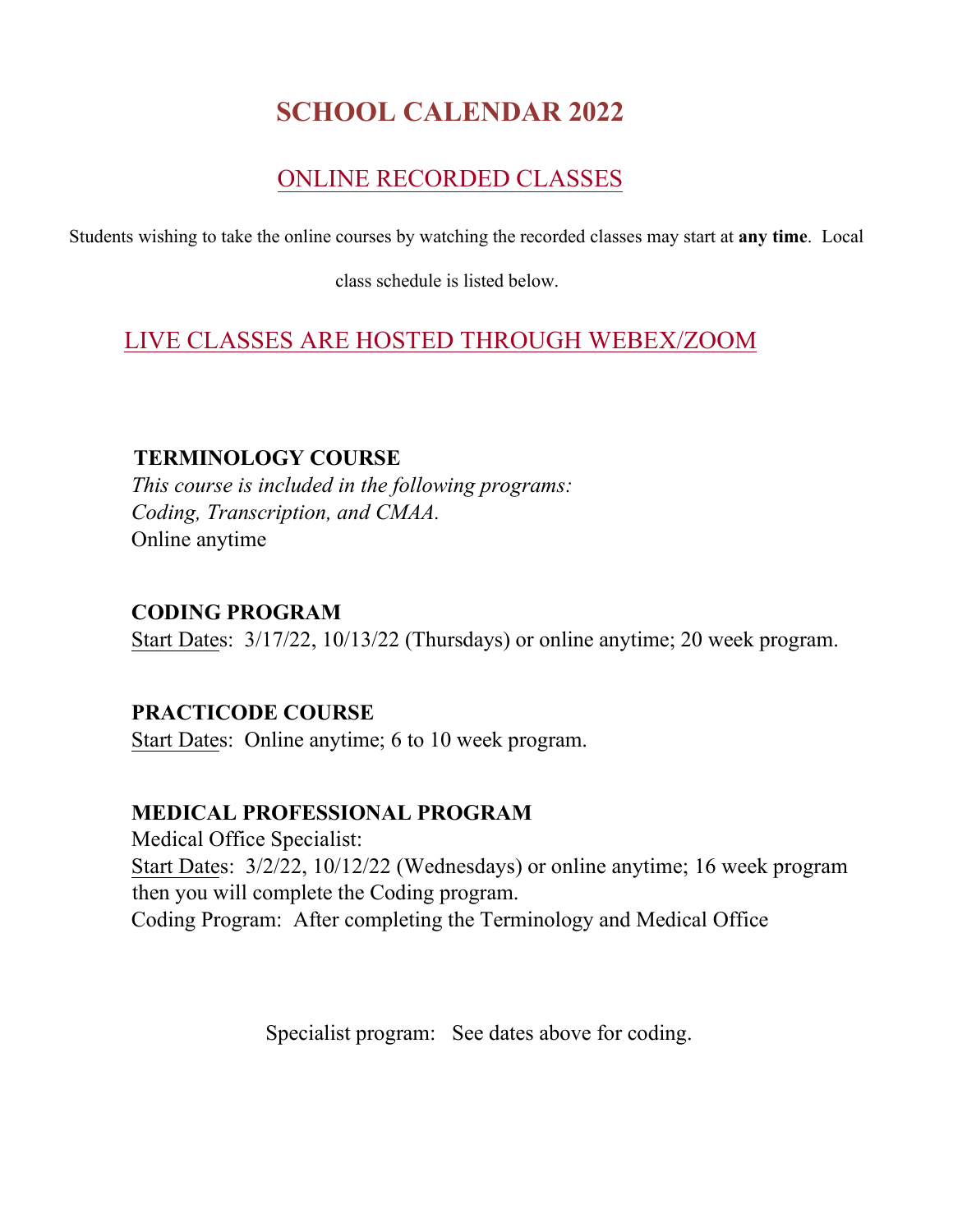# SCHOOL CALENDAR 2022

## ONLINE RECORDED CLASSES

Students wishing to take the online courses by watching the recorded classes may start at **any time**. Local class schedule is listed below.

## LIVE CLASSES ARE HOSTED THROUGH WEBEX/ZOOM

**TERMINOLOGY COURSE**

*This course is included in the following programs: Coding, Transcription, and CMAA.*

Online anytime

**CODING PROGRAM**

Start Dates: 3/17/22, 10/13/22 (Thursdays) or online anytime; 20 week program.

**PRACTICODE COURSE**

Start Dates: Online anytime; 6 to 10 week program.

**MEDICAL PROFESSIONAL PROGRAM**

Medical Office Specialist:

Start Dates: 3/2/22, 10/12/22 (Wednesdays) or online anytime; 16 week program then you will complete the Coding program.

Coding Program: After completing the Terminology and Medical Office

Specialist program: See dates above for coding.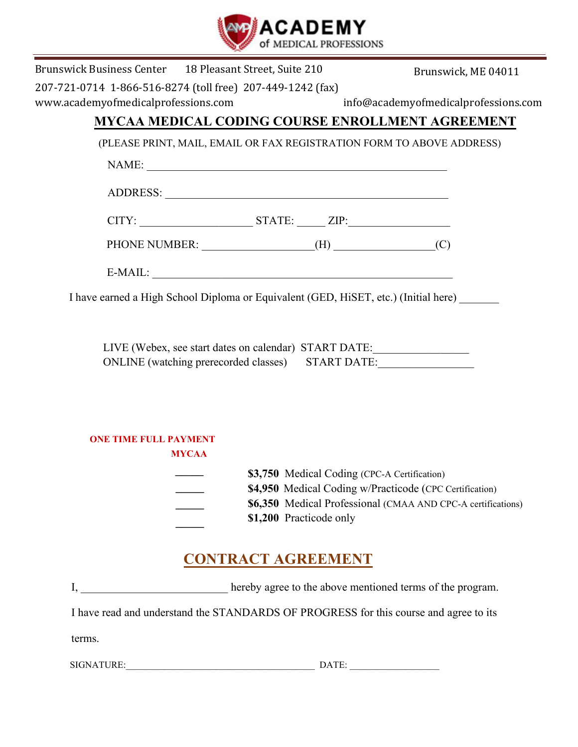# ACADEMY of MEDICAL PROFESSIONS

Brunswick Business Center 18 Pleasant Street, Suite 210 Brunswick, ME 04011

207-721-0714 1-866-516-8274 (toll free) 207-449-1242 (fax)

www.academyofmedicalprofessions.com info@academyofmedicalprofessions.com

## MYCAA MEDICAL CODING COURSE ENROLLMENT AGREEMENT

(PLEASE PRINT, MAIL, EMAIL OR FAX REGISTRATION FORM TO ABOVE ADDRESS)

NAME: ____________________________________________________

ADDRESS: __________________________________________________

CITY: ___________________ STATE: _____ ZIP:_________________

PHONE NUMBER: ___________________(H) _________________(C)

E-MAIL: ____________________________________________________

I have earned a High School Diploma or Equivalent (GED, HiSET, etc.) (Initial here) _______

LIVE (Webex, see start dates on calendar) START DATE:________________

ONLINE (watching prerecorded classes) START DATE:________________

**ONE TIME FULL PAYMENT**

**MYCAA**

_____ **$3,750** Medical Coding (CPC-A Certification)

_____ **$4,950** Medical Coding w/Practicode (CPC Certification)

_____ **$6,350** Medical Professional (CMAA AND CPC-A certifications)

_____ **$1,200** Practicode only

## CONTRACT AGREEMENT

I, _________________________ hereby agree to the above mentioned terms of the program.

I have read and understand the STANDARDS OF PROGRESS for this course and agree to its terms.

SIGNATURE:____________________________________ DATE: _________________